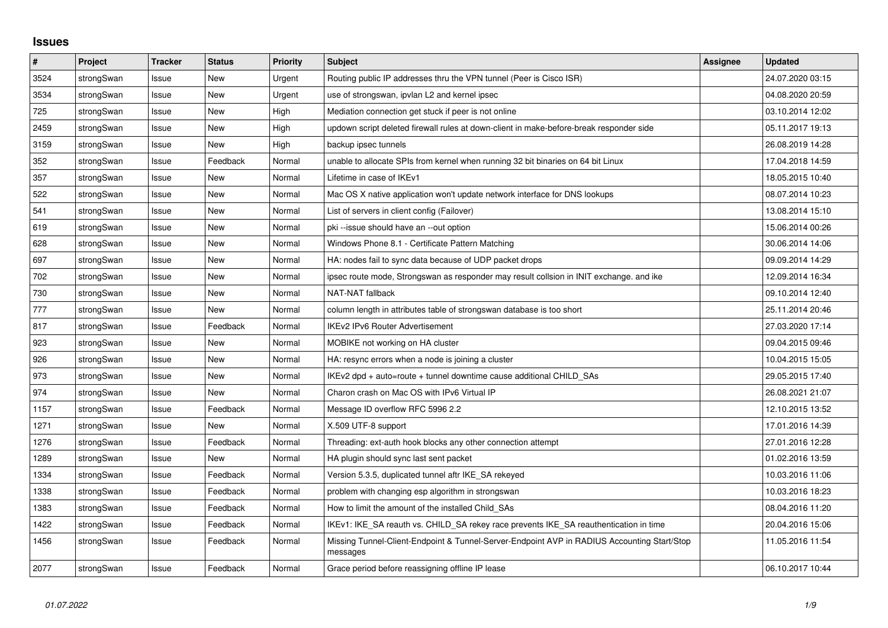# Issues

| # | Project | Tracker | Status | Priority | Subject | Assignee | Updated |
|---|---|---|---|---|---|---|---|
| 3524 | strongSwan | Issue | New | Urgent | Routing public IP addresses thru the VPN tunnel (Peer is Cisco ISR) | | 24.07.2020 03:15 |
| 3534 | strongSwan | Issue | New | Urgent | use of strongswan, ipvlan L2 and kernel ipsec | | 04.08.2020 20:59 |
| 725 | strongSwan | Issue | New | High | Mediation connection get stuck if peer is not online | | 03.10.2014 12:02 |
| 2459 | strongSwan | Issue | New | High | updown script deleted firewall rules at down-client in make-before-break responder side | | 05.11.2017 19:13 |
| 3159 | strongSwan | Issue | New | High | backup ipsec tunnels | | 26.08.2019 14:28 |
| 352 | strongSwan | Issue | Feedback | Normal | unable to allocate SPIs from kernel when running 32 bit binaries on 64 bit Linux | | 17.04.2018 14:59 |
| 357 | strongSwan | Issue | New | Normal | Lifetime in case of IKEv1 | | 18.05.2015 10:40 |
| 522 | strongSwan | Issue | New | Normal | Mac OS X native application won't update network interface for DNS lookups | | 08.07.2014 10:23 |
| 541 | strongSwan | Issue | New | Normal | List of servers in client config (Failover) | | 13.08.2014 15:10 |
| 619 | strongSwan | Issue | New | Normal | pki --issue should have an --out option | | 15.06.2014 00:26 |
| 628 | strongSwan | Issue | New | Normal | Windows Phone 8.1 - Certificate Pattern Matching | | 30.06.2014 14:06 |
| 697 | strongSwan | Issue | New | Normal | HA: nodes fail to sync data because of UDP packet drops | | 09.09.2014 14:29 |
| 702 | strongSwan | Issue | New | Normal | ipsec route mode, Strongswan as responder may result collsion in INIT exchange. and ike | | 12.09.2014 16:34 |
| 730 | strongSwan | Issue | New | Normal | NAT-NAT fallback | | 09.10.2014 12:40 |
| 777 | strongSwan | Issue | New | Normal | column length in attributes table of strongswan database is too short | | 25.11.2014 20:46 |
| 817 | strongSwan | Issue | Feedback | Normal | IKEv2 IPv6 Router Advertisement | | 27.03.2020 17:14 |
| 923 | strongSwan | Issue | New | Normal | MOBIKE not working on HA cluster | | 09.04.2015 09:46 |
| 926 | strongSwan | Issue | New | Normal | HA: resync errors when a node is joining a cluster | | 10.04.2015 15:05 |
| 973 | strongSwan | Issue | New | Normal | IKEv2 dpd + auto=route + tunnel downtime cause additional CHILD_SAs | | 29.05.2015 17:40 |
| 974 | strongSwan | Issue | New | Normal | Charon crash on Mac OS with IPv6 Virtual IP | | 26.08.2021 21:07 |
| 1157 | strongSwan | Issue | Feedback | Normal | Message ID overflow RFC 5996 2.2 | | 12.10.2015 13:52 |
| 1271 | strongSwan | Issue | New | Normal | X.509 UTF-8 support | | 17.01.2016 14:39 |
| 1276 | strongSwan | Issue | Feedback | Normal | Threading: ext-auth hook blocks any other connection attempt | | 27.01.2016 12:28 |
| 1289 | strongSwan | Issue | New | Normal | HA plugin should sync last sent packet | | 01.02.2016 13:59 |
| 1334 | strongSwan | Issue | Feedback | Normal | Version 5.3.5, duplicated tunnel aftr IKE_SA rekeyed | | 10.03.2016 11:06 |
| 1338 | strongSwan | Issue | Feedback | Normal | problem with changing esp algorithm in strongswan | | 10.03.2016 18:23 |
| 1383 | strongSwan | Issue | Feedback | Normal | How to limit the amount of the installed Child_SAs | | 08.04.2016 11:20 |
| 1422 | strongSwan | Issue | Feedback | Normal | IKEv1: IKE_SA reauth vs. CHILD_SA rekey race prevents IKE_SA reauthentication in time | | 20.04.2016 15:06 |
| 1456 | strongSwan | Issue | Feedback | Normal | Missing Tunnel-Client-Endpoint & Tunnel-Server-Endpoint AVP in RADIUS Accounting Start/Stop messages | | 11.05.2016 11:54 |
| 2077 | strongSwan | Issue | Feedback | Normal | Grace period before reassigning offline IP lease | | 06.10.2017 10:44 |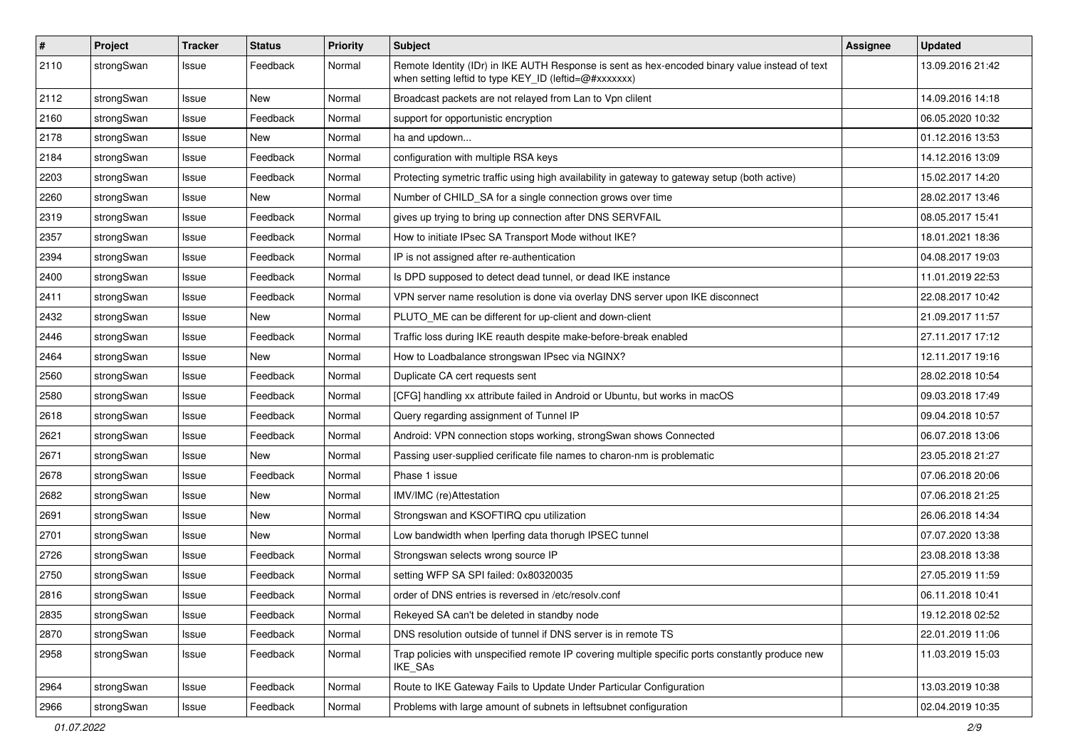| # | Project | Tracker | Status | Priority | Subject | Assignee | Updated |
|---|---|---|---|---|---|---|---|
| 2110 | strongSwan | Issue | Feedback | Normal | Remote Identity (IDr) in IKE AUTH Response is sent as hex-encoded binary value instead of text when setting leftid to type KEY_ID (leftid=@#xxxxxxx) | | 13.09.2016 21:42 |
| 2112 | strongSwan | Issue | New | Normal | Broadcast packets are not relayed from Lan to Vpn clilent | | 14.09.2016 14:18 |
| 2160 | strongSwan | Issue | Feedback | Normal | support for opportunistic encryption | | 06.05.2020 10:32 |
| 2178 | strongSwan | Issue | New | Normal | ha and updown... | | 01.12.2016 13:53 |
| 2184 | strongSwan | Issue | Feedback | Normal | configuration with multiple RSA keys | | 14.12.2016 13:09 |
| 2203 | strongSwan | Issue | Feedback | Normal | Protecting symetric traffic using high availability in gateway to gateway setup (both active) | | 15.02.2017 14:20 |
| 2260 | strongSwan | Issue | New | Normal | Number of CHILD_SA for a single connection grows over time | | 28.02.2017 13:46 |
| 2319 | strongSwan | Issue | Feedback | Normal | gives up trying to bring up connection after DNS SERVFAIL | | 08.05.2017 15:41 |
| 2357 | strongSwan | Issue | Feedback | Normal | How to initiate IPsec SA Transport Mode without IKE? | | 18.01.2021 18:36 |
| 2394 | strongSwan | Issue | Feedback | Normal | IP is not assigned after re-authentication | | 04.08.2017 19:03 |
| 2400 | strongSwan | Issue | Feedback | Normal | Is DPD supposed to detect dead tunnel, or dead IKE instance | | 11.01.2019 22:53 |
| 2411 | strongSwan | Issue | Feedback | Normal | VPN server name resolution is done via overlay DNS server upon IKE disconnect | | 22.08.2017 10:42 |
| 2432 | strongSwan | Issue | New | Normal | PLUTO_ME can be different for up-client and down-client | | 21.09.2017 11:57 |
| 2446 | strongSwan | Issue | Feedback | Normal | Traffic loss during IKE reauth despite make-before-break enabled | | 27.11.2017 17:12 |
| 2464 | strongSwan | Issue | New | Normal | How to Loadbalance strongswan IPsec via NGINX? | | 12.11.2017 19:16 |
| 2560 | strongSwan | Issue | Feedback | Normal | Duplicate CA cert requests sent | | 28.02.2018 10:54 |
| 2580 | strongSwan | Issue | Feedback | Normal | [CFG] handling xx attribute failed in Android or Ubuntu, but works in macOS | | 09.03.2018 17:49 |
| 2618 | strongSwan | Issue | Feedback | Normal | Query regarding assignment of Tunnel IP | | 09.04.2018 10:57 |
| 2621 | strongSwan | Issue | Feedback | Normal | Android: VPN connection stops working, strongSwan shows Connected | | 06.07.2018 13:06 |
| 2671 | strongSwan | Issue | New | Normal | Passing user-supplied cerificate file names to charon-nm is problematic | | 23.05.2018 21:27 |
| 2678 | strongSwan | Issue | Feedback | Normal | Phase 1 issue | | 07.06.2018 20:06 |
| 2682 | strongSwan | Issue | New | Normal | IMV/IMC (re)Attestation | | 07.06.2018 21:25 |
| 2691 | strongSwan | Issue | New | Normal | Strongswan and KSOFTIRQ cpu utilization | | 26.06.2018 14:34 |
| 2701 | strongSwan | Issue | New | Normal | Low bandwidth when Iperfing data thorugh IPSEC tunnel | | 07.07.2020 13:38 |
| 2726 | strongSwan | Issue | Feedback | Normal | Strongswan selects wrong source IP | | 23.08.2018 13:38 |
| 2750 | strongSwan | Issue | Feedback | Normal | setting WFP SA SPI failed: 0x80320035 | | 27.05.2019 11:59 |
| 2816 | strongSwan | Issue | Feedback | Normal | order of DNS entries is reversed in /etc/resolv.conf | | 06.11.2018 10:41 |
| 2835 | strongSwan | Issue | Feedback | Normal | Rekeyed SA can't be deleted in standby node | | 19.12.2018 02:52 |
| 2870 | strongSwan | Issue | Feedback | Normal | DNS resolution outside of tunnel if DNS server is in remote TS | | 22.01.2019 11:06 |
| 2958 | strongSwan | Issue | Feedback | Normal | Trap policies with unspecified remote IP covering multiple specific ports constantly produce new IKE_SAs | | 11.03.2019 15:03 |
| 2964 | strongSwan | Issue | Feedback | Normal | Route to IKE Gateway Fails to Update Under Particular Configuration | | 13.03.2019 10:38 |
| 2966 | strongSwan | Issue | Feedback | Normal | Problems with large amount of subnets in leftsubnet configuration | | 02.04.2019 10:35 |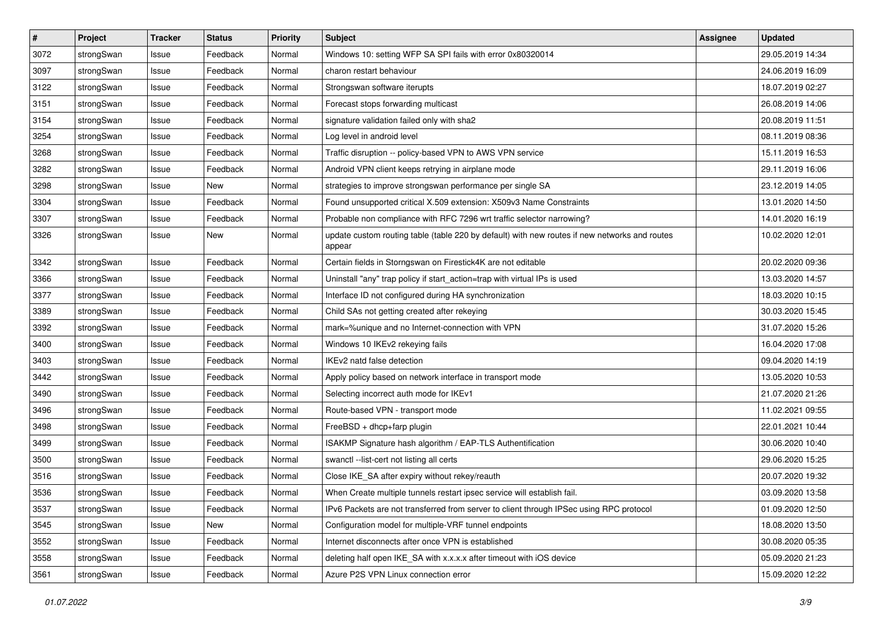| # | Project | Tracker | Status | Priority | Subject | Assignee | Updated |
| --- | --- | --- | --- | --- | --- | --- | --- |
| 3072 | strongSwan | Issue | Feedback | Normal | Windows 10: setting WFP SA SPI fails with error 0x80320014 | | 29.05.2019 14:34 |
| 3097 | strongSwan | Issue | Feedback | Normal | charon restart behaviour | | 24.06.2019 16:09 |
| 3122 | strongSwan | Issue | Feedback | Normal | Strongswan software iterupts | | 18.07.2019 02:27 |
| 3151 | strongSwan | Issue | Feedback | Normal | Forecast stops forwarding multicast | | 26.08.2019 14:06 |
| 3154 | strongSwan | Issue | Feedback | Normal | signature validation failed only with sha2 | | 20.08.2019 11:51 |
| 3254 | strongSwan | Issue | Feedback | Normal | Log level in android level | | 08.11.2019 08:36 |
| 3268 | strongSwan | Issue | Feedback | Normal | Traffic disruption -- policy-based VPN to AWS VPN service | | 15.11.2019 16:53 |
| 3282 | strongSwan | Issue | Feedback | Normal | Android VPN client keeps retrying in airplane mode | | 29.11.2019 16:06 |
| 3298 | strongSwan | Issue | New | Normal | strategies to improve strongswan performance per single SA | | 23.12.2019 14:05 |
| 3304 | strongSwan | Issue | Feedback | Normal | Found unsupported critical X.509 extension: X509v3 Name Constraints | | 13.01.2020 14:50 |
| 3307 | strongSwan | Issue | Feedback | Normal | Probable non compliance with RFC 7296 wrt traffic selector narrowing? | | 14.01.2020 16:19 |
| 3326 | strongSwan | Issue | New | Normal | update custom routing table (table 220 by default) with new routes if new networks and routes appear | | 10.02.2020 12:01 |
| 3342 | strongSwan | Issue | Feedback | Normal | Certain fields in Storngswan on Firestick4K are not editable | | 20.02.2020 09:36 |
| 3366 | strongSwan | Issue | Feedback | Normal | Uninstall "any" trap policy if start_action=trap with virtual IPs is used | | 13.03.2020 14:57 |
| 3377 | strongSwan | Issue | Feedback | Normal | Interface ID not configured during HA synchronization | | 18.03.2020 10:15 |
| 3389 | strongSwan | Issue | Feedback | Normal | Child SAs not getting created after rekeying | | 30.03.2020 15:45 |
| 3392 | strongSwan | Issue | Feedback | Normal | mark=%unique and no Internet-connection with VPN | | 31.07.2020 15:26 |
| 3400 | strongSwan | Issue | Feedback | Normal | Windows 10 IKEv2 rekeying fails | | 16.04.2020 17:08 |
| 3403 | strongSwan | Issue | Feedback | Normal | IKEv2 natd false detection | | 09.04.2020 14:19 |
| 3442 | strongSwan | Issue | Feedback | Normal | Apply policy based on network interface in transport mode | | 13.05.2020 10:53 |
| 3490 | strongSwan | Issue | Feedback | Normal | Selecting incorrect auth mode for IKEv1 | | 21.07.2020 21:26 |
| 3496 | strongSwan | Issue | Feedback | Normal | Route-based VPN - transport mode | | 11.02.2021 09:55 |
| 3498 | strongSwan | Issue | Feedback | Normal | FreeBSD + dhcp+farp plugin | | 22.01.2021 10:44 |
| 3499 | strongSwan | Issue | Feedback | Normal | ISAKMP Signature hash algorithm / EAP-TLS Authentification | | 30.06.2020 10:40 |
| 3500 | strongSwan | Issue | Feedback | Normal | swanctl --list-cert not listing all certs | | 29.06.2020 15:25 |
| 3516 | strongSwan | Issue | Feedback | Normal | Close IKE_SA after expiry without rekey/reauth | | 20.07.2020 19:32 |
| 3536 | strongSwan | Issue | Feedback | Normal | When Create multiple tunnels restart ipsec service will establish fail. | | 03.09.2020 13:58 |
| 3537 | strongSwan | Issue | Feedback | Normal | IPv6 Packets are not transferred from server to client through IPSec using RPC protocol | | 01.09.2020 12:50 |
| 3545 | strongSwan | Issue | New | Normal | Configuration model for multiple-VRF tunnel endpoints | | 18.08.2020 13:50 |
| 3552 | strongSwan | Issue | Feedback | Normal | Internet disconnects after once VPN is established | | 30.08.2020 05:35 |
| 3558 | strongSwan | Issue | Feedback | Normal | deleting half open IKE_SA with x.x.x.x after timeout with iOS device | | 05.09.2020 21:23 |
| 3561 | strongSwan | Issue | Feedback | Normal | Azure P2S VPN Linux connection error | | 15.09.2020 12:22 |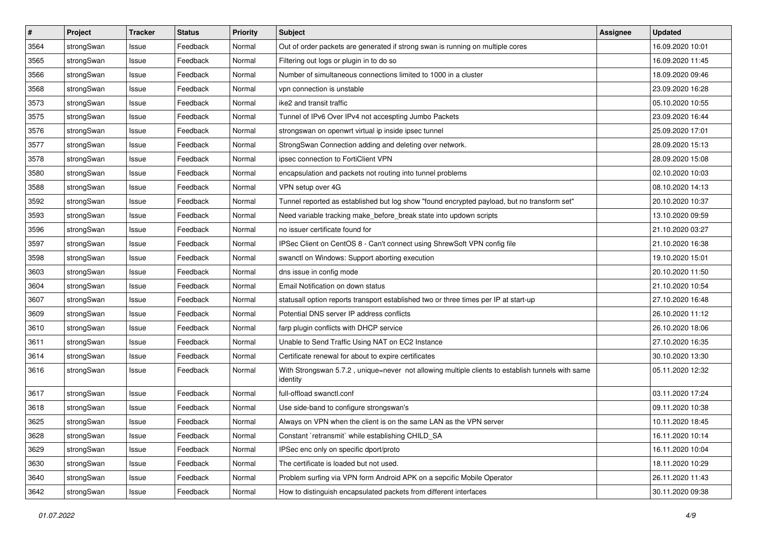| # | Project | Tracker | Status | Priority | Subject | Assignee | Updated |
|---|---|---|---|---|---|---|---|
| 3564 | strongSwan | Issue | Feedback | Normal | Out of order packets are generated if strong swan is running on multiple cores | | 16.09.2020 10:01 |
| 3565 | strongSwan | Issue | Feedback | Normal | Filtering out logs or plugin in to do so | | 16.09.2020 11:45 |
| 3566 | strongSwan | Issue | Feedback | Normal | Number of simultaneous connections limited to 1000 in a cluster | | 18.09.2020 09:46 |
| 3568 | strongSwan | Issue | Feedback | Normal | vpn connection is unstable | | 23.09.2020 16:28 |
| 3573 | strongSwan | Issue | Feedback | Normal | ike2 and transit traffic | | 05.10.2020 10:55 |
| 3575 | strongSwan | Issue | Feedback | Normal | Tunnel of IPv6 Over IPv4 not accespting Jumbo Packets | | 23.09.2020 16:44 |
| 3576 | strongSwan | Issue | Feedback | Normal | strongswan on openwrt virtual ip inside ipsec tunnel | | 25.09.2020 17:01 |
| 3577 | strongSwan | Issue | Feedback | Normal | StrongSwan Connection adding and deleting over network. | | 28.09.2020 15:13 |
| 3578 | strongSwan | Issue | Feedback | Normal | ipsec connection to FortiClient VPN | | 28.09.2020 15:08 |
| 3580 | strongSwan | Issue | Feedback | Normal | encapsulation and packets not routing into tunnel problems | | 02.10.2020 10:03 |
| 3588 | strongSwan | Issue | Feedback | Normal | VPN setup over 4G | | 08.10.2020 14:13 |
| 3592 | strongSwan | Issue | Feedback | Normal | Tunnel reported as established but log show "found encrypted payload, but no transform set" | | 20.10.2020 10:37 |
| 3593 | strongSwan | Issue | Feedback | Normal | Need variable tracking make_before_break state into updown scripts | | 13.10.2020 09:59 |
| 3596 | strongSwan | Issue | Feedback | Normal | no issuer certificate found for | | 21.10.2020 03:27 |
| 3597 | strongSwan | Issue | Feedback | Normal | IPSec Client on CentOS 8 - Can't connect using ShrewSoft VPN config file | | 21.10.2020 16:38 |
| 3598 | strongSwan | Issue | Feedback | Normal | swanctl on Windows: Support aborting execution | | 19.10.2020 15:01 |
| 3603 | strongSwan | Issue | Feedback | Normal | dns issue in config mode | | 20.10.2020 11:50 |
| 3604 | strongSwan | Issue | Feedback | Normal | Email Notification on down status | | 21.10.2020 10:54 |
| 3607 | strongSwan | Issue | Feedback | Normal | statusall option reports transport established two or three times per IP at start-up | | 27.10.2020 16:48 |
| 3609 | strongSwan | Issue | Feedback | Normal | Potential DNS server IP address conflicts | | 26.10.2020 11:12 |
| 3610 | strongSwan | Issue | Feedback | Normal | farp plugin conflicts with DHCP service | | 26.10.2020 18:06 |
| 3611 | strongSwan | Issue | Feedback | Normal | Unable to Send Traffic Using NAT on EC2 Instance | | 27.10.2020 16:35 |
| 3614 | strongSwan | Issue | Feedback | Normal | Certificate renewal for about to expire certificates | | 30.10.2020 13:30 |
| 3616 | strongSwan | Issue | Feedback | Normal | With Strongswan 5.7.2 , unique=never not allowing multiple clients to establish tunnels with same identity | | 05.11.2020 12:32 |
| 3617 | strongSwan | Issue | Feedback | Normal | full-offload swanctl.conf | | 03.11.2020 17:24 |
| 3618 | strongSwan | Issue | Feedback | Normal | Use side-band to configure strongswan's | | 09.11.2020 10:38 |
| 3625 | strongSwan | Issue | Feedback | Normal | Always on VPN when the client is on the same LAN as the VPN server | | 10.11.2020 18:45 |
| 3628 | strongSwan | Issue | Feedback | Normal | Constant `retransmit` while establishing CHILD_SA | | 16.11.2020 10:14 |
| 3629 | strongSwan | Issue | Feedback | Normal | IPSec enc only on specific dport/proto | | 16.11.2020 10:04 |
| 3630 | strongSwan | Issue | Feedback | Normal | The certificate is loaded but not used. | | 18.11.2020 10:29 |
| 3640 | strongSwan | Issue | Feedback | Normal | Problem surfing via VPN form Android APK on a sepcific Mobile Operator | | 26.11.2020 11:43 |
| 3642 | strongSwan | Issue | Feedback | Normal | How to distinguish encapsulated packets from different interfaces | | 30.11.2020 09:38 |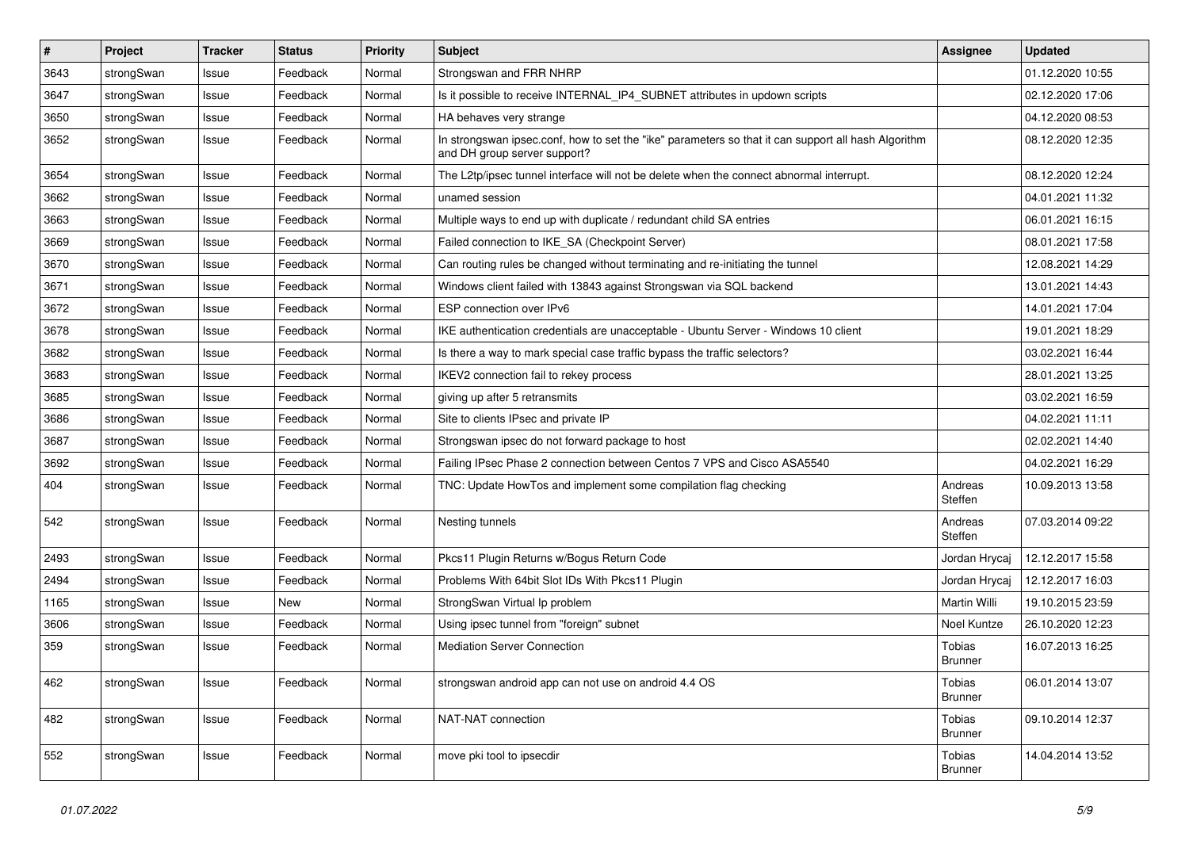| # | Project | Tracker | Status | Priority | Subject | Assignee | Updated |
|---|---|---|---|---|---|---|---|
| 3643 | strongSwan | Issue | Feedback | Normal | Strongswan and FRR NHRP | | 01.12.2020 10:55 |
| 3647 | strongSwan | Issue | Feedback | Normal | Is it possible to receive INTERNAL_IP4_SUBNET attributes in updown scripts | | 02.12.2020 17:06 |
| 3650 | strongSwan | Issue | Feedback | Normal | HA behaves very strange | | 04.12.2020 08:53 |
| 3652 | strongSwan | Issue | Feedback | Normal | In strongswan ipsec.conf, how to set the "ike" parameters so that it can support all hash Algorithm and DH group server support? | | 08.12.2020 12:35 |
| 3654 | strongSwan | Issue | Feedback | Normal | The L2tp/ipsec tunnel interface will not be delete when the connect abnormal interrupt. | | 08.12.2020 12:24 |
| 3662 | strongSwan | Issue | Feedback | Normal | unamed session | | 04.01.2021 11:32 |
| 3663 | strongSwan | Issue | Feedback | Normal | Multiple ways to end up with duplicate / redundant child SA entries | | 06.01.2021 16:15 |
| 3669 | strongSwan | Issue | Feedback | Normal | Failed connection to IKE_SA (Checkpoint Server) | | 08.01.2021 17:58 |
| 3670 | strongSwan | Issue | Feedback | Normal | Can routing rules be changed without terminating and re-initiating the tunnel | | 12.08.2021 14:29 |
| 3671 | strongSwan | Issue | Feedback | Normal | Windows client failed with 13843 against Strongswan via SQL backend | | 13.01.2021 14:43 |
| 3672 | strongSwan | Issue | Feedback | Normal | ESP connection over IPv6 | | 14.01.2021 17:04 |
| 3678 | strongSwan | Issue | Feedback | Normal | IKE authentication credentials are unacceptable - Ubuntu Server - Windows 10 client | | 19.01.2021 18:29 |
| 3682 | strongSwan | Issue | Feedback | Normal | Is there a way to mark special case traffic bypass the traffic selectors? | | 03.02.2021 16:44 |
| 3683 | strongSwan | Issue | Feedback | Normal | IKEV2 connection fail to rekey process | | 28.01.2021 13:25 |
| 3685 | strongSwan | Issue | Feedback | Normal | giving up after 5 retransmits | | 03.02.2021 16:59 |
| 3686 | strongSwan | Issue | Feedback | Normal | Site to clients IPsec and private IP | | 04.02.2021 11:11 |
| 3687 | strongSwan | Issue | Feedback | Normal | Strongswan ipsec do not forward package to host | | 02.02.2021 14:40 |
| 3692 | strongSwan | Issue | Feedback | Normal | Failing IPsec Phase 2 connection between Centos 7 VPS and Cisco ASA5540 | | 04.02.2021 16:29 |
| 404 | strongSwan | Issue | Feedback | Normal | TNC: Update HowTos and implement some compilation flag checking | Andreas Steffen | 10.09.2013 13:58 |
| 542 | strongSwan | Issue | Feedback | Normal | Nesting tunnels | Andreas Steffen | 07.03.2014 09:22 |
| 2493 | strongSwan | Issue | Feedback | Normal | Pkcs11 Plugin Returns w/Bogus Return Code | Jordan Hrycaj | 12.12.2017 15:58 |
| 2494 | strongSwan | Issue | Feedback | Normal | Problems With 64bit Slot IDs With Pkcs11 Plugin | Jordan Hrycaj | 12.12.2017 16:03 |
| 1165 | strongSwan | Issue | New | Normal | StrongSwan Virtual Ip problem | Martin Willi | 19.10.2015 23:59 |
| 3606 | strongSwan | Issue | Feedback | Normal | Using ipsec tunnel from "foreign" subnet | Noel Kuntze | 26.10.2020 12:23 |
| 359 | strongSwan | Issue | Feedback | Normal | Mediation Server Connection | Tobias Brunner | 16.07.2013 16:25 |
| 462 | strongSwan | Issue | Feedback | Normal | strongswan android app can not use on android 4.4 OS | Tobias Brunner | 06.01.2014 13:07 |
| 482 | strongSwan | Issue | Feedback | Normal | NAT-NAT connection | Tobias Brunner | 09.10.2014 12:37 |
| 552 | strongSwan | Issue | Feedback | Normal | move pki tool to ipsecdir | Tobias Brunner | 14.04.2014 13:52 |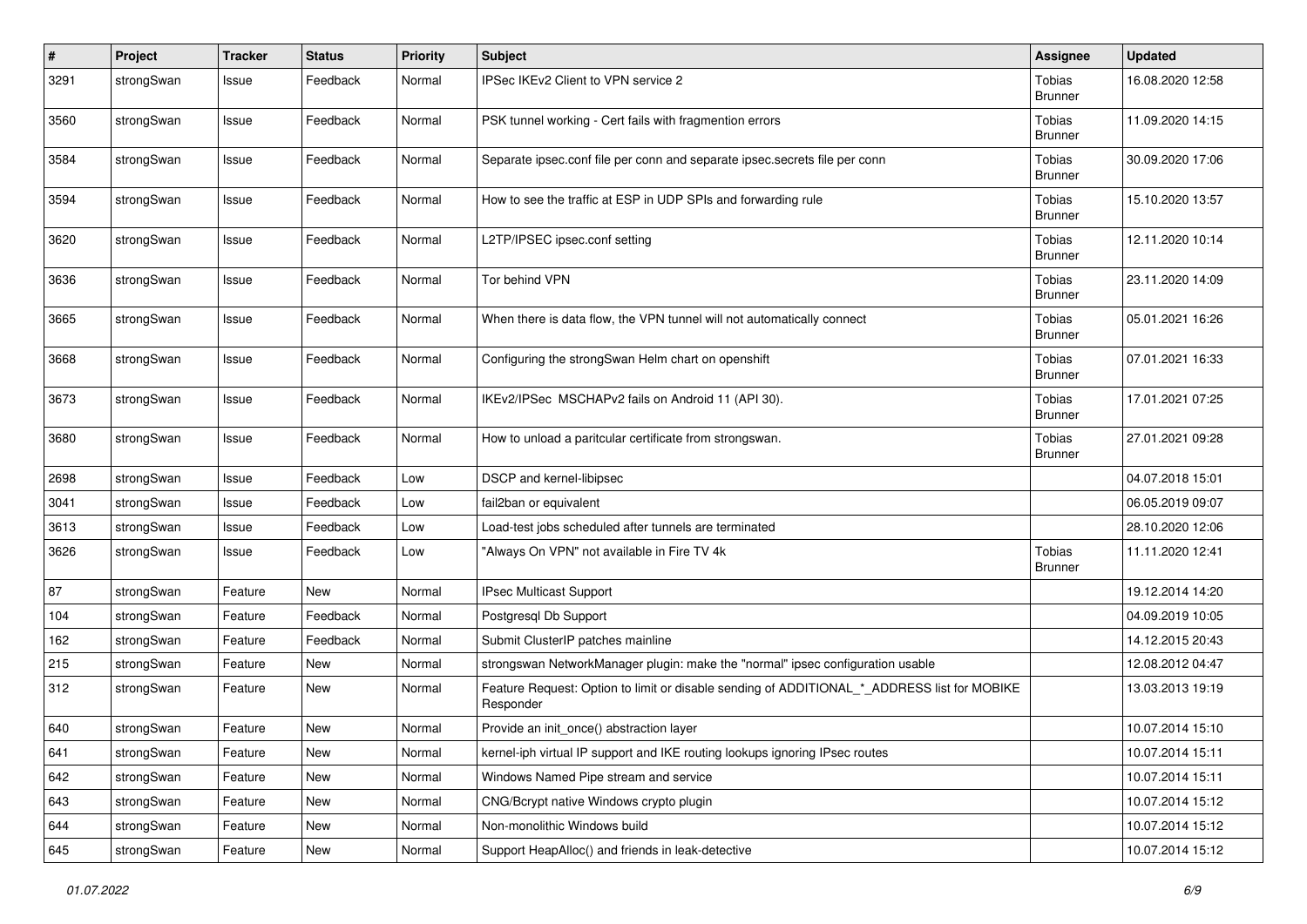| # | Project | Tracker | Status | Priority | Subject | Assignee | Updated |
|---|---|---|---|---|---|---|---|
| 3291 | strongSwan | Issue | Feedback | Normal | IPSec IKEv2 Client to VPN service 2 | Tobias Brunner | 16.08.2020 12:58 |
| 3560 | strongSwan | Issue | Feedback | Normal | PSK tunnel working - Cert fails with fragmention errors | Tobias Brunner | 11.09.2020 14:15 |
| 3584 | strongSwan | Issue | Feedback | Normal | Separate ipsec.conf file per conn and separate ipsec.secrets file per conn | Tobias Brunner | 30.09.2020 17:06 |
| 3594 | strongSwan | Issue | Feedback | Normal | How to see the traffic at ESP in UDP SPIs and forwarding rule | Tobias Brunner | 15.10.2020 13:57 |
| 3620 | strongSwan | Issue | Feedback | Normal | L2TP/IPSEC ipsec.conf setting | Tobias Brunner | 12.11.2020 10:14 |
| 3636 | strongSwan | Issue | Feedback | Normal | Tor behind VPN | Tobias Brunner | 23.11.2020 14:09 |
| 3665 | strongSwan | Issue | Feedback | Normal | When there is data flow, the VPN tunnel will not automatically connect | Tobias Brunner | 05.01.2021 16:26 |
| 3668 | strongSwan | Issue | Feedback | Normal | Configuring the strongSwan Helm chart on openshift | Tobias Brunner | 07.01.2021 16:33 |
| 3673 | strongSwan | Issue | Feedback | Normal | IKEv2/IPSec MSCHAPv2 fails on Android 11 (API 30). | Tobias Brunner | 17.01.2021 07:25 |
| 3680 | strongSwan | Issue | Feedback | Normal | How to unload a paritcular certificate from strongswan. | Tobias Brunner | 27.01.2021 09:28 |
| 2698 | strongSwan | Issue | Feedback | Low | DSCP and kernel-libipsec | | 04.07.2018 15:01 |
| 3041 | strongSwan | Issue | Feedback | Low | fail2ban or equivalent | | 06.05.2019 09:07 |
| 3613 | strongSwan | Issue | Feedback | Low | Load-test jobs scheduled after tunnels are terminated | | 28.10.2020 12:06 |
| 3626 | strongSwan | Issue | Feedback | Low | "Always On VPN" not available in Fire TV 4k | Tobias Brunner | 11.11.2020 12:41 |
| 87 | strongSwan | Feature | New | Normal | IPsec Multicast Support | | 19.12.2014 14:20 |
| 104 | strongSwan | Feature | Feedback | Normal | Postgresql Db Support | | 04.09.2019 10:05 |
| 162 | strongSwan | Feature | Feedback | Normal | Submit ClusterIP patches mainline | | 14.12.2015 20:43 |
| 215 | strongSwan | Feature | New | Normal | strongswan NetworkManager plugin: make the "normal" ipsec configuration usable | | 12.08.2012 04:47 |
| 312 | strongSwan | Feature | New | Normal | Feature Request: Option to limit or disable sending of ADDITIONAL_*_ADDRESS list for MOBIKE Responder | | 13.03.2013 19:19 |
| 640 | strongSwan | Feature | New | Normal | Provide an init_once() abstraction layer | | 10.07.2014 15:10 |
| 641 | strongSwan | Feature | New | Normal | kernel-iph virtual IP support and IKE routing lookups ignoring IPsec routes | | 10.07.2014 15:11 |
| 642 | strongSwan | Feature | New | Normal | Windows Named Pipe stream and service | | 10.07.2014 15:11 |
| 643 | strongSwan | Feature | New | Normal | CNG/Bcrypt native Windows crypto plugin | | 10.07.2014 15:12 |
| 644 | strongSwan | Feature | New | Normal | Non-monolithic Windows build | | 10.07.2014 15:12 |
| 645 | strongSwan | Feature | New | Normal | Support HeapAlloc() and friends in leak-detective | | 10.07.2014 15:12 |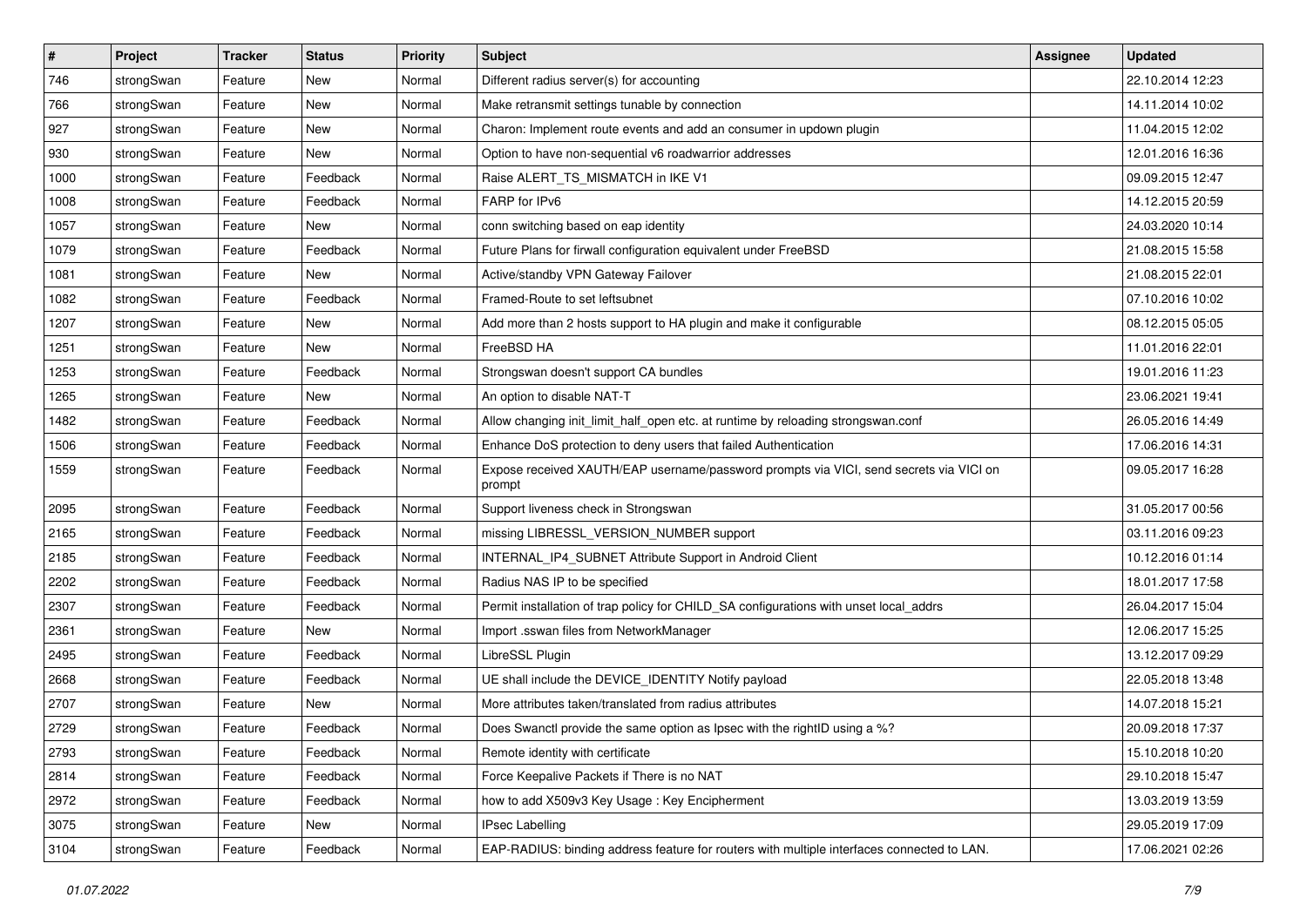| # | Project | Tracker | Status | Priority | Subject | Assignee | Updated |
| --- | --- | --- | --- | --- | --- | --- | --- |
| 746 | strongSwan | Feature | New | Normal | Different radius server(s) for accounting | | 22.10.2014 12:23 |
| 766 | strongSwan | Feature | New | Normal | Make retransmit settings tunable by connection | | 14.11.2014 10:02 |
| 927 | strongSwan | Feature | New | Normal | Charon: Implement route events and add an consumer in updown plugin | | 11.04.2015 12:02 |
| 930 | strongSwan | Feature | New | Normal | Option to have non-sequential v6 roadwarrior addresses | | 12.01.2016 16:36 |
| 1000 | strongSwan | Feature | Feedback | Normal | Raise ALERT_TS_MISMATCH in IKE V1 | | 09.09.2015 12:47 |
| 1008 | strongSwan | Feature | Feedback | Normal | FARP for IPv6 | | 14.12.2015 20:59 |
| 1057 | strongSwan | Feature | New | Normal | conn switching based on eap identity | | 24.03.2020 10:14 |
| 1079 | strongSwan | Feature | Feedback | Normal | Future Plans for firwall configuration equivalent under FreeBSD | | 21.08.2015 15:58 |
| 1081 | strongSwan | Feature | New | Normal | Active/standby VPN Gateway Failover | | 21.08.2015 22:01 |
| 1082 | strongSwan | Feature | Feedback | Normal | Framed-Route to set leftsubnet | | 07.10.2016 10:02 |
| 1207 | strongSwan | Feature | New | Normal | Add more than 2 hosts support to HA plugin and make it configurable | | 08.12.2015 05:05 |
| 1251 | strongSwan | Feature | New | Normal | FreeBSD HA | | 11.01.2016 22:01 |
| 1253 | strongSwan | Feature | Feedback | Normal | Strongswan doesn't support CA bundles | | 19.01.2016 11:23 |
| 1265 | strongSwan | Feature | New | Normal | An option to disable NAT-T | | 23.06.2021 19:41 |
| 1482 | strongSwan | Feature | Feedback | Normal | Allow changing init_limit_half_open etc. at runtime by reloading strongswan.conf | | 26.05.2016 14:49 |
| 1506 | strongSwan | Feature | Feedback | Normal | Enhance DoS protection to deny users that failed Authentication | | 17.06.2016 14:31 |
| 1559 | strongSwan | Feature | Feedback | Normal | Expose received XAUTH/EAP username/password prompts via VICI, send secrets via VICI on prompt | | 09.05.2017 16:28 |
| 2095 | strongSwan | Feature | Feedback | Normal | Support liveness check in Strongswan | | 31.05.2017 00:56 |
| 2165 | strongSwan | Feature | Feedback | Normal | missing LIBRESSL_VERSION_NUMBER support | | 03.11.2016 09:23 |
| 2185 | strongSwan | Feature | Feedback | Normal | INTERNAL_IP4_SUBNET Attribute Support in Android Client | | 10.12.2016 01:14 |
| 2202 | strongSwan | Feature | Feedback | Normal | Radius NAS IP to be specified | | 18.01.2017 17:58 |
| 2307 | strongSwan | Feature | Feedback | Normal | Permit installation of trap policy for CHILD_SA configurations with unset local_addrs | | 26.04.2017 15:04 |
| 2361 | strongSwan | Feature | New | Normal | Import .sswan files from NetworkManager | | 12.06.2017 15:25 |
| 2495 | strongSwan | Feature | Feedback | Normal | LibreSSL Plugin | | 13.12.2017 09:29 |
| 2668 | strongSwan | Feature | Feedback | Normal | UE shall include the DEVICE_IDENTITY Notify payload | | 22.05.2018 13:48 |
| 2707 | strongSwan | Feature | New | Normal | More attributes taken/translated from radius attributes | | 14.07.2018 15:21 |
| 2729 | strongSwan | Feature | Feedback | Normal | Does Swanctl provide the same option as Ipsec with the rightID using a %? | | 20.09.2018 17:37 |
| 2793 | strongSwan | Feature | Feedback | Normal | Remote identity with certificate | | 15.10.2018 10:20 |
| 2814 | strongSwan | Feature | Feedback | Normal | Force Keepalive Packets if There is no NAT | | 29.10.2018 15:47 |
| 2972 | strongSwan | Feature | Feedback | Normal | how to add X509v3 Key Usage : Key Encipherment | | 13.03.2019 13:59 |
| 3075 | strongSwan | Feature | New | Normal | IPsec Labelling | | 29.05.2019 17:09 |
| 3104 | strongSwan | Feature | Feedback | Normal | EAP-RADIUS: binding address feature for routers with multiple interfaces connected to LAN. | | 17.06.2021 02:26 |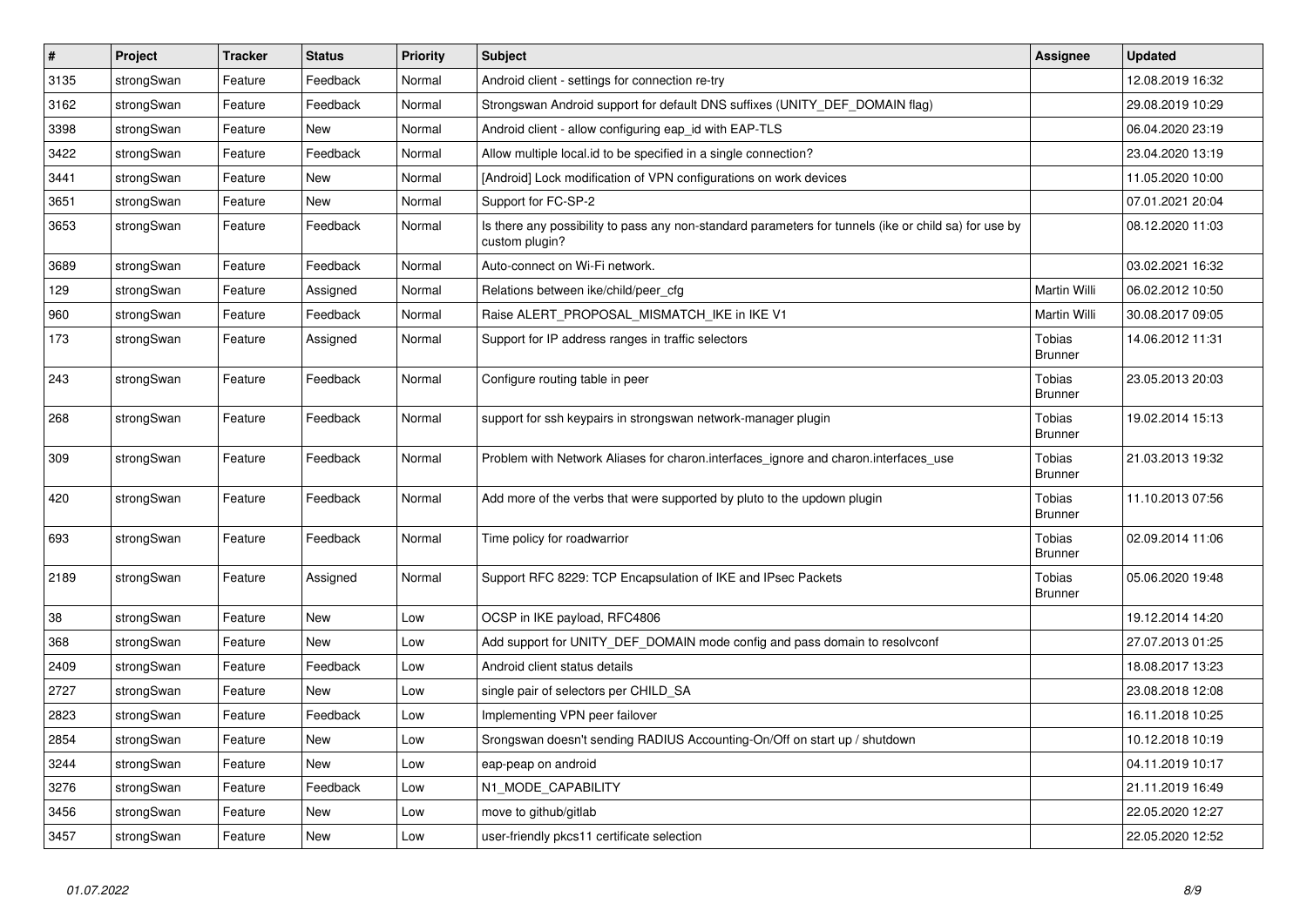| # | Project | Tracker | Status | Priority | Subject | Assignee | Updated |
|---|---|---|---|---|---|---|---|
| 3135 | strongSwan | Feature | Feedback | Normal | Android client - settings for connection re-try | | 12.08.2019 16:32 |
| 3162 | strongSwan | Feature | Feedback | Normal | Strongswan Android support for default DNS suffixes (UNITY_DEF_DOMAIN flag) | | 29.08.2019 10:29 |
| 3398 | strongSwan | Feature | New | Normal | Android client - allow configuring eap_id with EAP-TLS | | 06.04.2020 23:19 |
| 3422 | strongSwan | Feature | Feedback | Normal | Allow multiple local.id to be specified in a single connection? | | 23.04.2020 13:19 |
| 3441 | strongSwan | Feature | New | Normal | [Android] Lock modification of VPN configurations on work devices | | 11.05.2020 10:00 |
| 3651 | strongSwan | Feature | New | Normal | Support for FC-SP-2 | | 07.01.2021 20:04 |
| 3653 | strongSwan | Feature | Feedback | Normal | Is there any possibility to pass any non-standard parameters for tunnels (ike or child sa) for use by custom plugin? | | 08.12.2020 11:03 |
| 3689 | strongSwan | Feature | Feedback | Normal | Auto-connect on Wi-Fi network. | | 03.02.2021 16:32 |
| 129 | strongSwan | Feature | Assigned | Normal | Relations between ike/child/peer_cfg | Martin Willi | 06.02.2012 10:50 |
| 960 | strongSwan | Feature | Feedback | Normal | Raise ALERT_PROPOSAL_MISMATCH_IKE in IKE V1 | Martin Willi | 30.08.2017 09:05 |
| 173 | strongSwan | Feature | Assigned | Normal | Support for IP address ranges in traffic selectors | Tobias Brunner | 14.06.2012 11:31 |
| 243 | strongSwan | Feature | Feedback | Normal | Configure routing table in peer | Tobias Brunner | 23.05.2013 20:03 |
| 268 | strongSwan | Feature | Feedback | Normal | support for ssh keypairs in strongswan network-manager plugin | Tobias Brunner | 19.02.2014 15:13 |
| 309 | strongSwan | Feature | Feedback | Normal | Problem with Network Aliases for charon.interfaces_ignore and charon.interfaces_use | Tobias Brunner | 21.03.2013 19:32 |
| 420 | strongSwan | Feature | Feedback | Normal | Add more of the verbs that were supported by pluto to the updown plugin | Tobias Brunner | 11.10.2013 07:56 |
| 693 | strongSwan | Feature | Feedback | Normal | Time policy for roadwarrior | Tobias Brunner | 02.09.2014 11:06 |
| 2189 | strongSwan | Feature | Assigned | Normal | Support RFC 8229: TCP Encapsulation of IKE and IPsec Packets | Tobias Brunner | 05.06.2020 19:48 |
| 38 | strongSwan | Feature | New | Low | OCSP in IKE payload, RFC4806 | | 19.12.2014 14:20 |
| 368 | strongSwan | Feature | New | Low | Add support for UNITY_DEF_DOMAIN mode config and pass domain to resolvconf | | 27.07.2013 01:25 |
| 2409 | strongSwan | Feature | Feedback | Low | Android client status details | | 18.08.2017 13:23 |
| 2727 | strongSwan | Feature | New | Low | single pair of selectors per CHILD_SA | | 23.08.2018 12:08 |
| 2823 | strongSwan | Feature | Feedback | Low | Implementing VPN peer failover | | 16.11.2018 10:25 |
| 2854 | strongSwan | Feature | New | Low | Srongswan doesn't sending RADIUS Accounting-On/Off on start up / shutdown | | 10.12.2018 10:19 |
| 3244 | strongSwan | Feature | New | Low | eap-peap on android | | 04.11.2019 10:17 |
| 3276 | strongSwan | Feature | Feedback | Low | N1_MODE_CAPABILITY | | 21.11.2019 16:49 |
| 3456 | strongSwan | Feature | New | Low | move to github/gitlab | | 22.05.2020 12:27 |
| 3457 | strongSwan | Feature | New | Low | user-friendly pkcs11 certificate selection | | 22.05.2020 12:52 |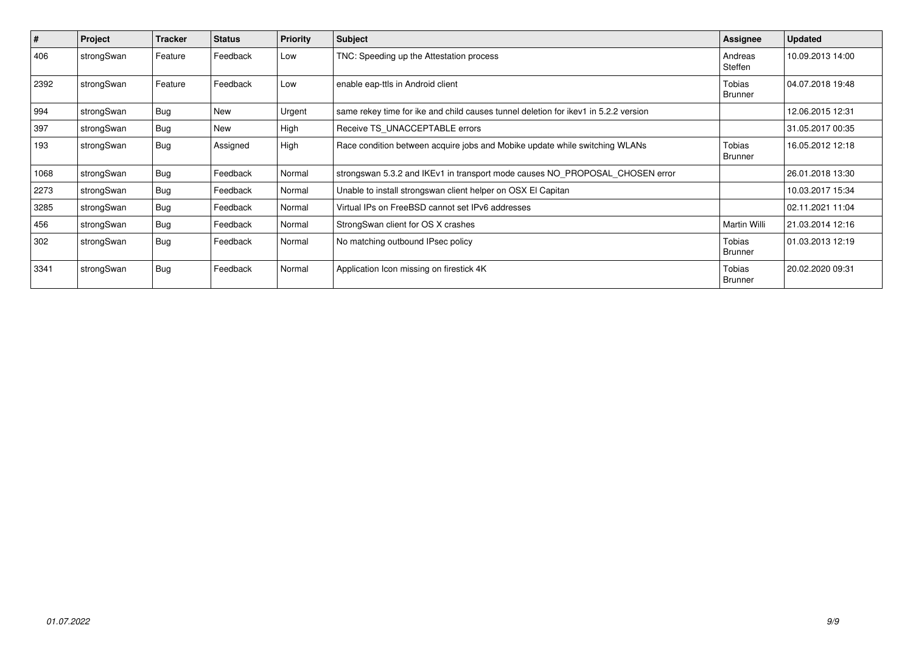| # | Project | Tracker | Status | Priority | Subject | Assignee | Updated |
|---|---|---|---|---|---|---|---|
| 406 | strongSwan | Feature | Feedback | Low | TNC: Speeding up the Attestation process | Andreas Steffen | 10.09.2013 14:00 |
| 2392 | strongSwan | Feature | Feedback | Low | enable eap-ttls in Android client | Tobias Brunner | 04.07.2018 19:48 |
| 994 | strongSwan | Bug | New | Urgent | same rekey time for ike and child causes tunnel deletion for ikev1 in 5.2.2 version | | 12.06.2015 12:31 |
| 397 | strongSwan | Bug | New | High | Receive TS_UNACCEPTABLE errors | | 31.05.2017 00:35 |
| 193 | strongSwan | Bug | Assigned | High | Race condition between acquire jobs and Mobike update while switching WLANs | Tobias Brunner | 16.05.2012 12:18 |
| 1068 | strongSwan | Bug | Feedback | Normal | strongswan 5.3.2 and IKEv1 in transport mode causes NO_PROPOSAL_CHOSEN error | | 26.01.2018 13:30 |
| 2273 | strongSwan | Bug | Feedback | Normal | Unable to install strongswan client helper on OSX El Capitan | | 10.03.2017 15:34 |
| 3285 | strongSwan | Bug | Feedback | Normal | Virtual IPs on FreeBSD cannot set IPv6 addresses | | 02.11.2021 11:04 |
| 456 | strongSwan | Bug | Feedback | Normal | StrongSwan client for OS X crashes | Martin Willi | 21.03.2014 12:16 |
| 302 | strongSwan | Bug | Feedback | Normal | No matching outbound IPsec policy | Tobias Brunner | 01.03.2013 12:19 |
| 3341 | strongSwan | Bug | Feedback | Normal | Application Icon missing on firestick 4K | Tobias Brunner | 20.02.2020 09:31 |